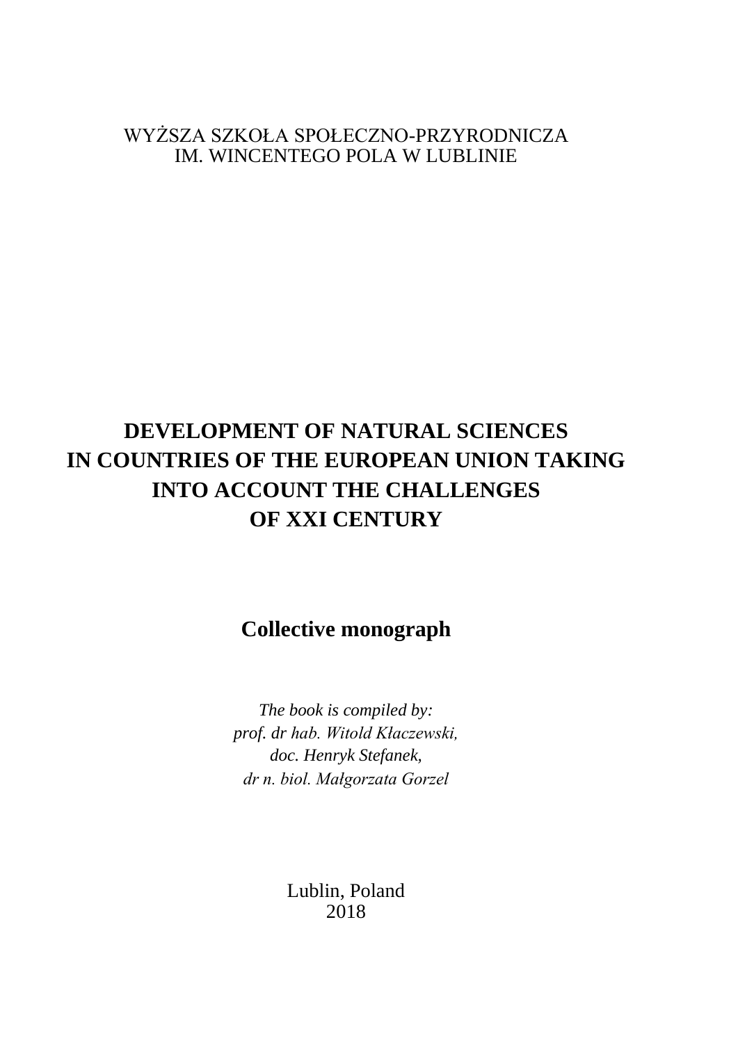WYŻSZA SZKOŁA SPOŁECZNO-PRZYRODNICZA
IM. WINCENTEGO POLA W LUBLINIE

# DEVELOPMENT OF NATURAL SCIENCES IN COUNTRIES OF THE EUROPEAN UNION TAKING INTO ACCOUNT THE CHALLENGES OF XXI CENTURY

## Collective monograph

*The book is compiled by:*
*prof. dr hab. Witold Kłaczewski,*
*doc. Henryk Stefanek,*
*dr n. biol. Małgorzata Gorzel*

Lublin, Poland
2018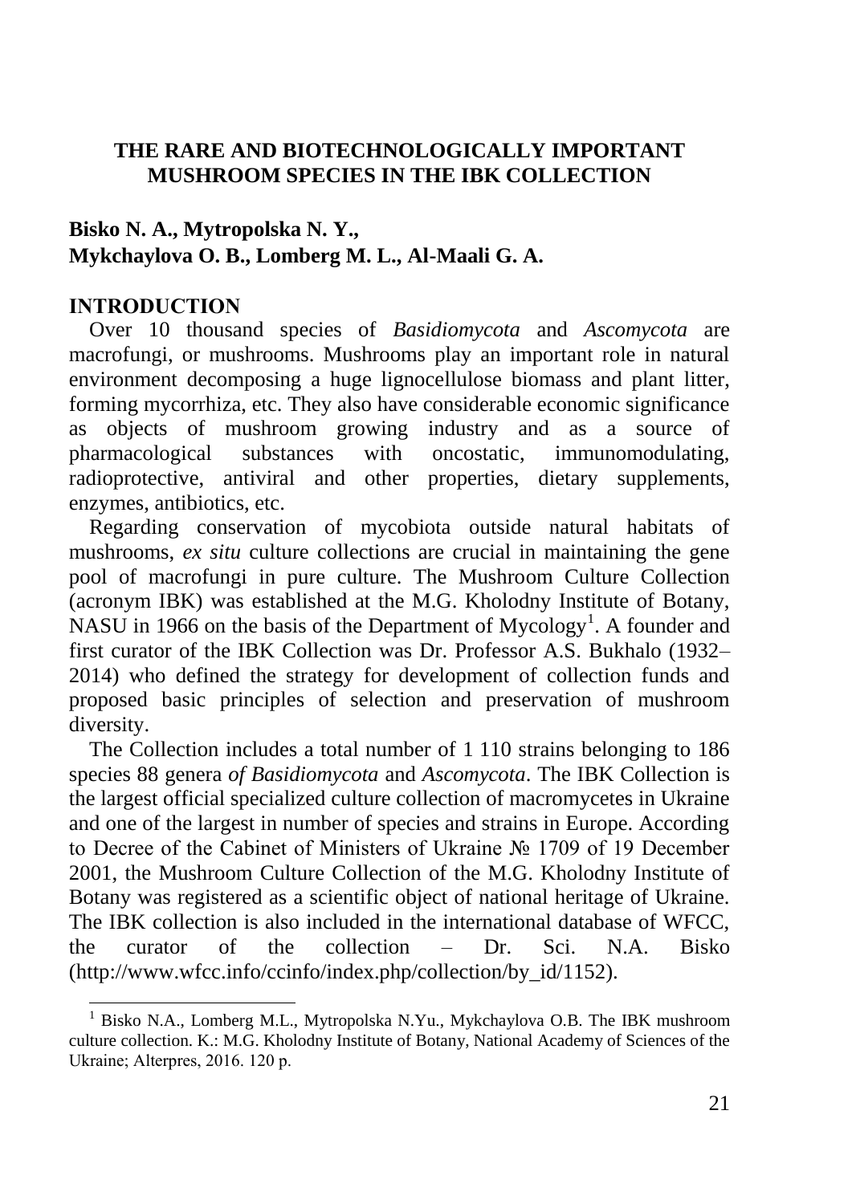# THE RARE AND BIOTECHNOLOGICALLY IMPORTANT MUSHROOM SPECIES IN THE IBK COLLECTION

**Bisko N. A., Mytropolska N. Y., Mykchaylova O. B., Lomberg M. L., Al-Maali G. A.**

## INTRODUCTION

Over 10 thousand species of *Basidiomycota* and *Ascomycota* are macrofungi, or mushrooms. Mushrooms play an important role in natural environment decomposing a huge lignocellulose biomass and plant litter, forming mycorrhiza, etc. They also have considerable economic significance as objects of mushroom growing industry and as a source of pharmacological substances with oncostatic, immunomodulating, radioprotective, antiviral and other properties, dietary supplements, enzymes, antibiotics, etc.

Regarding conservation of mycobiota outside natural habitats of mushrooms, *ex situ* culture collections are crucial in maintaining the gene pool of macrofungi in pure culture. The Mushroom Culture Collection (acronym IBK) was established at the M.G. Kholodny Institute of Botany, NASU in 1966 on the basis of the Department of Mycology[1]. A founder and first curator of the IBK Collection was Dr. Professor A.S. Bukhalo (1932–2014) who defined the strategy for development of collection funds and proposed basic principles of selection and preservation of mushroom diversity.

The Collection includes a total number of 1 110 strains belonging to 186 species 88 genera *of Basidiomycota* and *Ascomycota*. The IBK Collection is the largest official specialized culture collection of macromycetes in Ukraine and one of the largest in number of species and strains in Europe. According to Decree of the Cabinet of Ministers of Ukraine № 1709 of 19 December 2001, the Mushroom Culture Collection of the M.G. Kholodny Institute of Botany was registered as a scientific object of national heritage of Ukraine. The IBK collection is also included in the international database of WFCC, the curator of the collection – Dr. Sci. N.A. Bisko (http://www.wfcc.info/ccinfo/index.php/collection/by_id/1152).

---

[1] Bisko N.A., Lomberg M.L., Mytropolska N.Yu., Mykchaylova O.B. The IBK mushroom culture collection. K.: M.G. Kholodny Institute of Botany, National Academy of Sciences of the Ukraine; Alterpres, 2016. 120 p.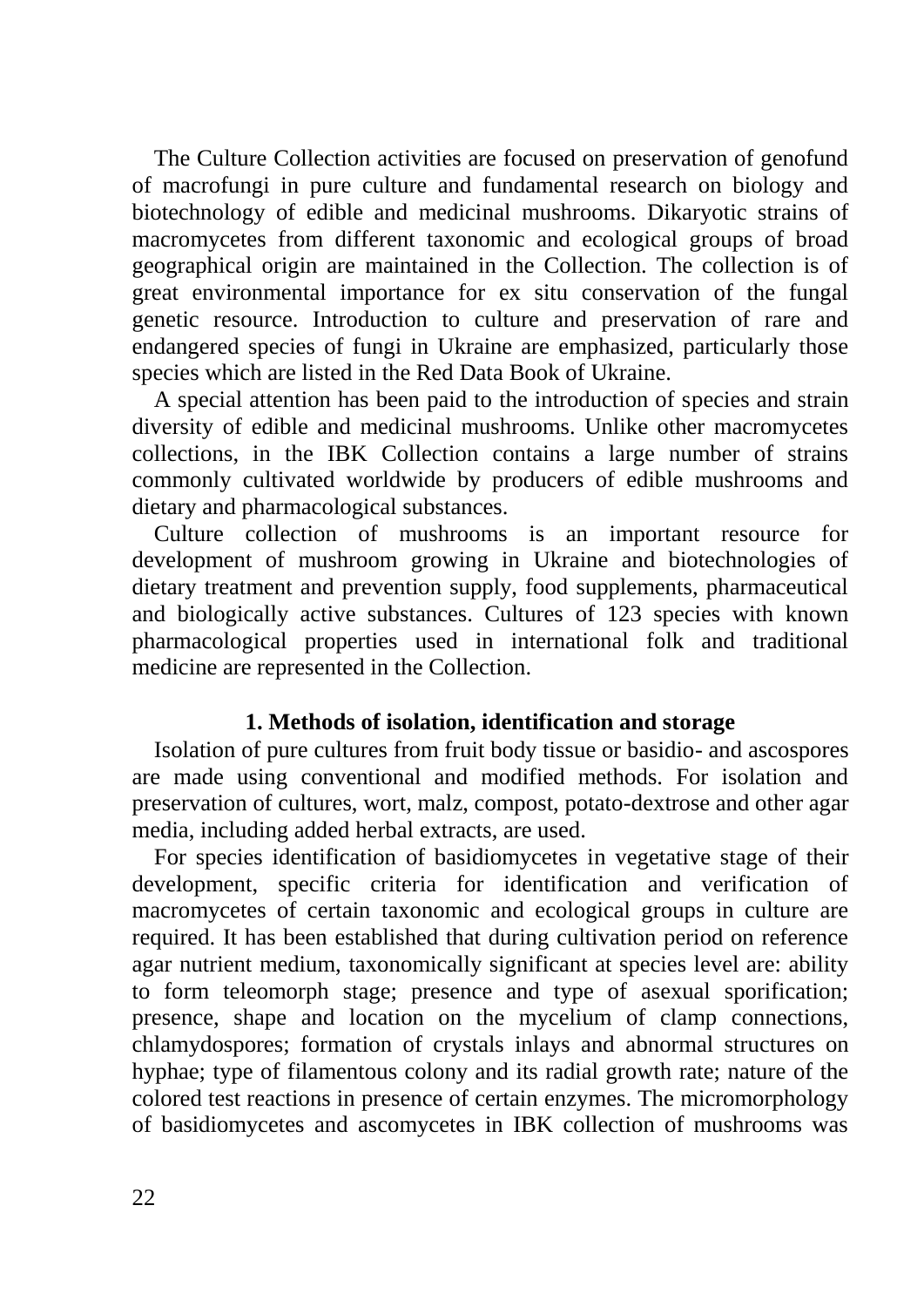The Culture Collection activities are focused on preservation of genofund of macrofungi in pure culture and fundamental research on biology and biotechnology of edible and medicinal mushrooms. Dikaryotic strains of macromycetes from different taxonomic and ecological groups of broad geographical origin are maintained in the Collection. The collection is of great environmental importance for ex situ conservation of the fungal genetic resource. Introduction to culture and preservation of rare and endangered species of fungi in Ukraine are emphasized, particularly those species which are listed in the Red Data Book of Ukraine.

A special attention has been paid to the introduction of species and strain diversity of edible and medicinal mushrooms. Unlike other macromycetes collections, in the IBK Collection contains a large number of strains commonly cultivated worldwide by producers of edible mushrooms and dietary and pharmacological substances.

Culture collection of mushrooms is an important resource for development of mushroom growing in Ukraine and biotechnologies of dietary treatment and prevention supply, food supplements, pharmaceutical and biologically active substances. Cultures of 123 species with known pharmacological properties used in international folk and traditional medicine are represented in the Collection.

## 1. Methods of isolation, identification and storage

Isolation of pure cultures from fruit body tissue or basidio- and ascospores are made using conventional and modified methods. For isolation and preservation of cultures, wort, malz, compost, potato-dextrose and other agar media, including added herbal extracts, are used.

For species identification of basidiomycetes in vegetative stage of their development, specific criteria for identification and verification of macromycetes of certain taxonomic and ecological groups in culture are required. It has been established that during cultivation period on reference agar nutrient medium, taxonomically significant at species level are: ability to form teleomorph stage; presence and type of asexual sporification; presence, shape and location on the mycelium of clamp connections, chlamydospores; formation of crystals inlays and abnormal structures on hyphae; type of filamentous colony and its radial growth rate; nature of the colored test reactions in presence of certain enzymes. The micromorphology of basidiomycetes and ascomycetes in IBK collection of mushrooms was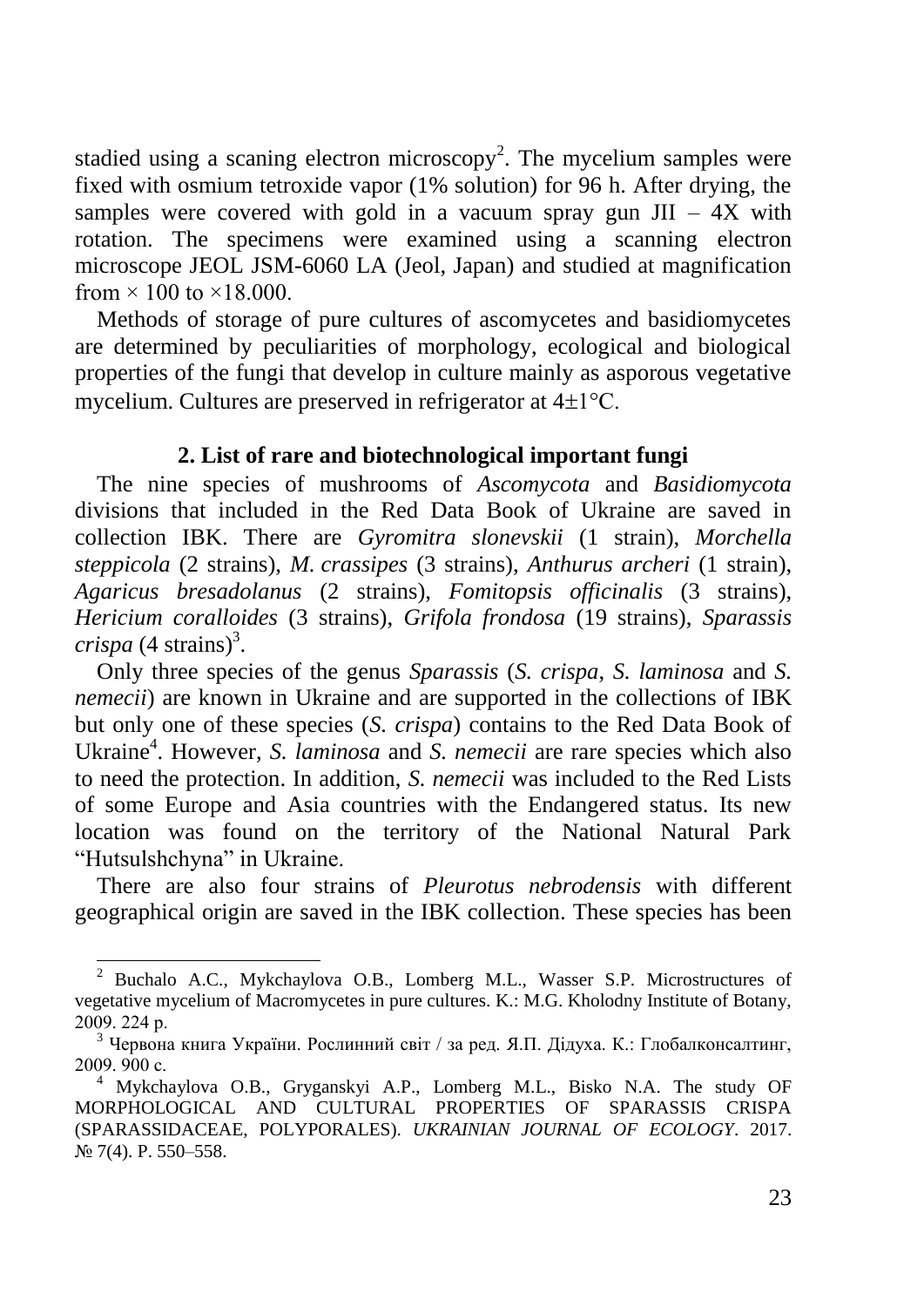stadied using a scaning electron microscopy[2]. The mycelium samples were fixed with osmium tetroxide vapor (1% solution) for 96 h. After drying, the samples were covered with gold in a vacuum spray gun JII – 4X with rotation. The specimens were examined using a scanning electron microscope JEOL JSM-6060 LA (Jeol, Japan) and studied at magnification from × 100 to ×18.000.

Methods of storage of pure cultures of ascomycetes and basidiomycetes are determined by peculiarities of morphology, ecological and biological properties of the fungi that develop in culture mainly as asporous vegetative mycelium. Cultures are preserved in refrigerator at 4±1°C.

## 2. List of rare and biotechnological important fungi

The nine species of mushrooms of *Ascomycota* and *Basidiomycota* divisions that included in the Red Data Book of Ukraine are saved in collection IBK. There are *Gyromitra slonevskii* (1 strain), *Morchella steppicola* (2 strains), *M. crassipes* (3 strains), *Anthurus archeri* (1 strain), *Agaricus bresadolanus* (2 strains), *Fomitopsis officinalis* (3 strains), *Hericium coralloides* (3 strains), *Grifola frondosa* (19 strains), *Sparassis crispa* (4 strains)[3].

Only three species of the genus *Sparassis* (*S. crispa*, *S. laminosa* and *S. nemecii*) are known in Ukraine and are supported in the collections of IBK but only one of these species (*S. crispa*) contains to the Red Data Book of Ukraine[4]. However, *S. laminosa* and *S. nemecii* are rare species which also to need the protection. In addition, *S. nemecii* was included to the Red Lists of some Europe and Asia countries with the Endangered status. Its new location was found on the territory of the National Natural Park "Hutsulshchyna" in Ukraine.

There are also four strains of *Pleurotus nebrodensis* with different geographical origin are saved in the IBK collection. These species has been

---

[2] Buchalo A.C., Mykchaylova O.B., Lomberg M.L., Wasser S.P. Microstructures of vegetative mycelium of Macromycetes in pure cultures. K.: M.G. Kholodny Institute of Botany, 2009. 224 p.

[3] Червона книга України. Рослинний світ / за ред. Я.П. Дідуха. К.: Глобалконсалтинг, 2009. 900 с.

[4] Mykchaylova O.B., Gryganskyi A.P., Lomberg M.L., Bisko N.A. The study OF MORPHOLOGICAL AND CULTURAL PROPERTIES OF SPARASSIS CRISPA (SPARASSIDACEAE, POLYPORALES). *UKRAINIAN JOURNAL OF ECOLOGY*. 2017. № 7(4). P. 550–558.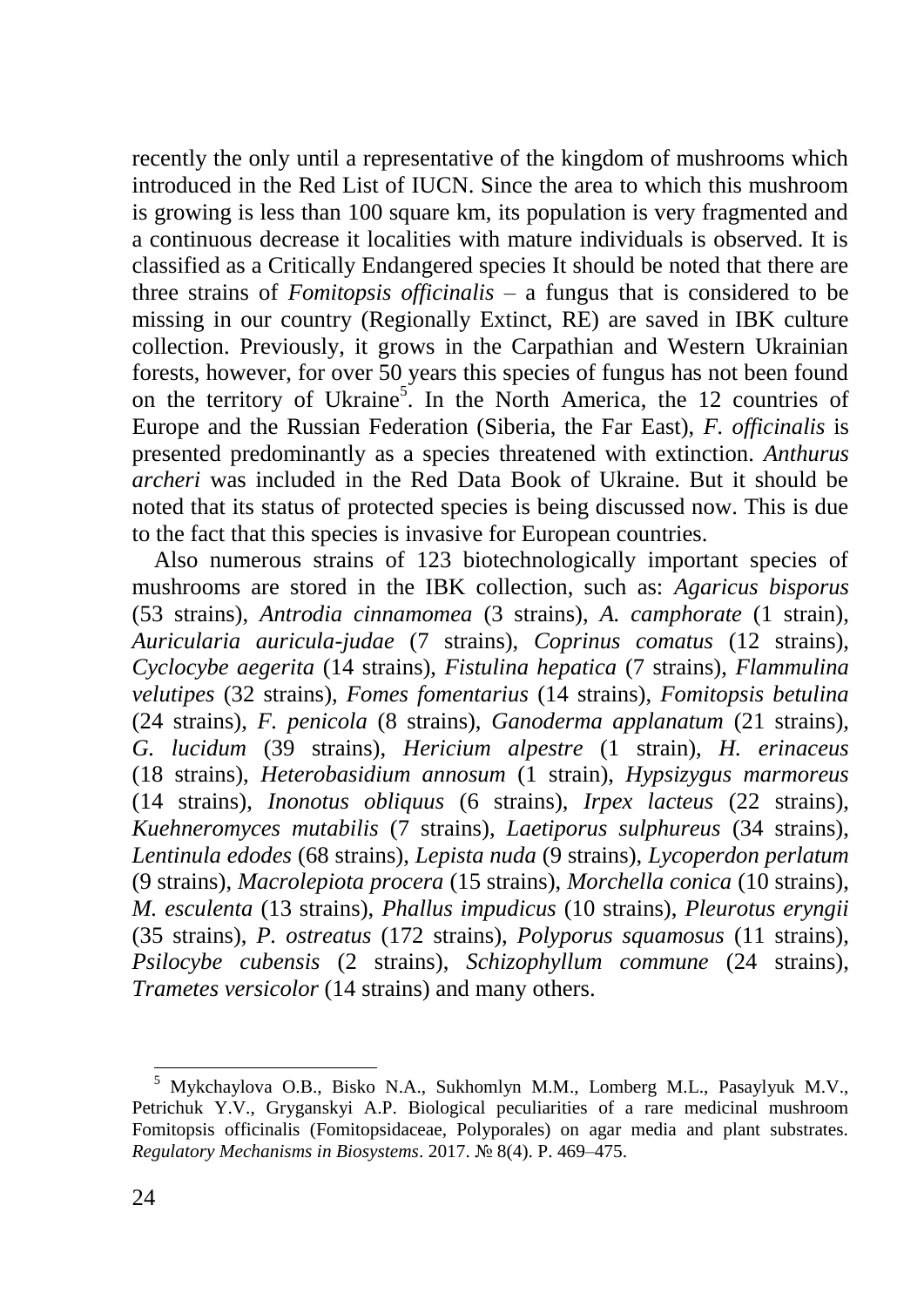recently the only until a representative of the kingdom of mushrooms which introduced in the Red List of IUCN. Since the area to which this mushroom is growing is less than 100 square km, its population is very fragmented and a continuous decrease it localities with mature individuals is observed. It is classified as a Critically Endangered species It should be noted that there are three strains of *Fomitopsis officinalis* – a fungus that is considered to be missing in our country (Regionally Extinct, RE) are saved in IBK culture collection. Previously, it grows in the Carpathian and Western Ukrainian forests, however, for over 50 years this species of fungus has not been found on the territory of Ukraine[5]. In the North America, the 12 countries of Europe and the Russian Federation (Siberia, the Far East), *F. officinalis* is presented predominantly as a species threatened with extinction. *Anthurus archeri* was included in the Red Data Book of Ukraine. But it should be noted that its status of protected species is being discussed now. This is due to the fact that this species is invasive for European countries.

Also numerous strains of 123 biotechnologically important species of mushrooms are stored in the IBK collection, such as: *Agaricus bisporus* (53 strains), *Antrodia cinnamomea* (3 strains), *A. camphorate* (1 strain), *Auricularia auricula-judae* (7 strains), *Coprinus comatus* (12 strains), *Cyclocybe aegerita* (14 strains), *Fistulina hepatica* (7 strains), *Flammulina velutipes* (32 strains), *Fomes fomentarius* (14 strains), *Fomitopsis betulina* (24 strains), *F. penicola* (8 strains), *Ganoderma applanatum* (21 strains), *G. lucidum* (39 strains), *Hericium alpestre* (1 strain), *H. erinaceus* (18 strains), *Heterobasidium annosum* (1 strain), *Hypsizygus marmoreus* (14 strains), *Inonotus obliquus* (6 strains), *Irpex lacteus* (22 strains), *Kuehneromyces mutabilis* (7 strains), *Laetiporus sulphureus* (34 strains), *Lentinula edodes* (68 strains), *Lepista nuda* (9 strains), *Lycoperdon perlatum* (9 strains), *Macrolepiota procera* (15 strains), *Morchella conica* (10 strains), *M. esculenta* (13 strains), *Phallus impudicus* (10 strains), *Pleurotus eryngii* (35 strains), *P. ostreatus* (172 strains), *Polyporus squamosus* (11 strains), *Psilocybe cubensis* (2 strains), *Schizophyllum commune* (24 strains), *Trametes versicolor* (14 strains) and many others.

---

[5] Mykchaylova O.B., Bisko N.A., Sukhomlyn M.M., Lomberg M.L., Pasaylyuk M.V., Petrichuk Y.V., Gryganskyi A.P. Biological peculiarities of a rare medicinal mushroom Fomitopsis officinalis (Fomitopsidaceae, Polyporales) on agar media and plant substrates. *Regulatory Mechanisms in Biosystems*. 2017. № 8(4). P. 469–475.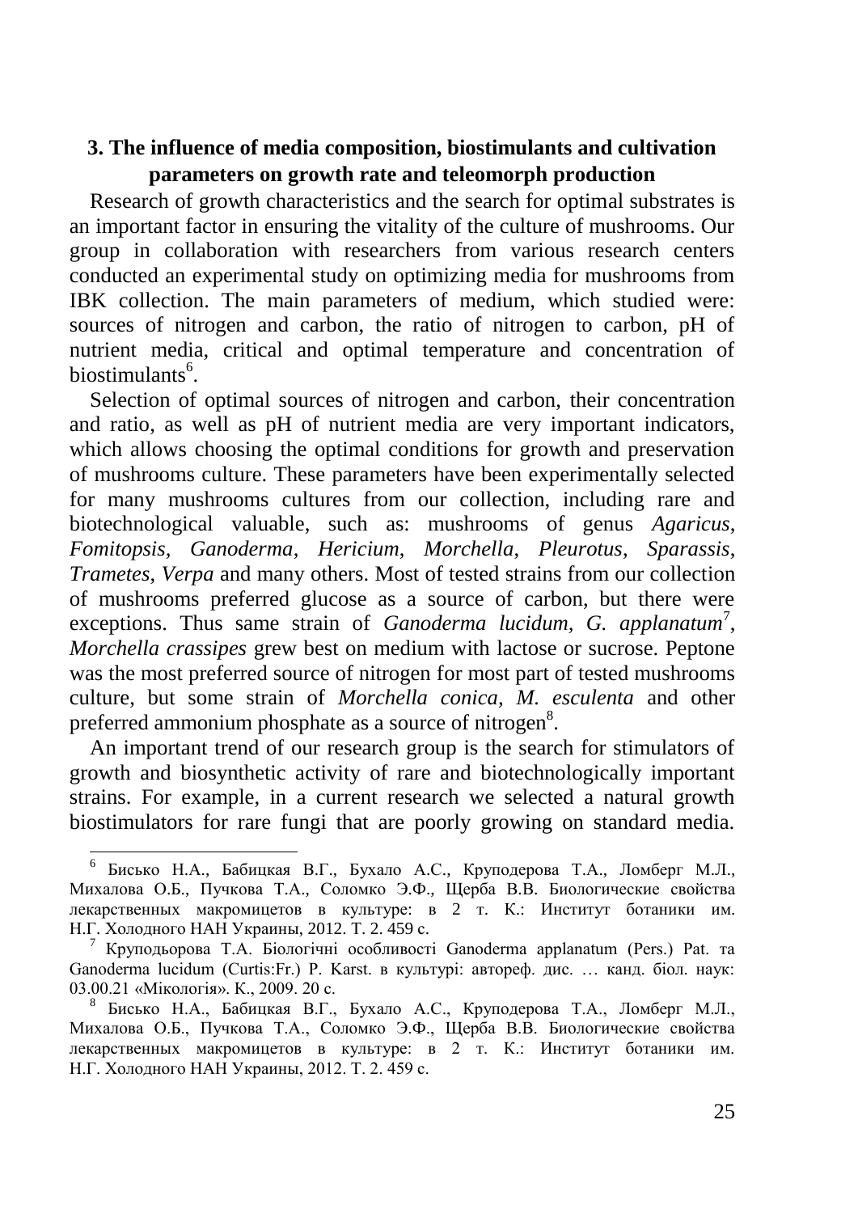### 3. The influence of media composition, biostimulants and cultivation parameters on growth rate and teleomorph production

Research of growth characteristics and the search for optimal substrates is an important factor in ensuring the vitality of the culture of mushrooms. Our group in collaboration with researchers from various research centers conducted an experimental study on optimizing media for mushrooms from IBK collection. The main parameters of medium, which studied were: sources of nitrogen and carbon, the ratio of nitrogen to carbon, pH of nutrient media, critical and optimal temperature and concentration of biostimulants[6].

Selection of optimal sources of nitrogen and carbon, their concentration and ratio, as well as pH of nutrient media are very important indicators, which allows choosing the optimal conditions for growth and preservation of mushrooms culture. These parameters have been experimentally selected for many mushrooms cultures from our collection, including rare and biotechnological valuable, such as: mushrooms of genus *Agaricus*, *Fomitopsis*, *Ganoderma*, *Hericium*, *Morchella*, *Pleurotus*, *Sparassis*, *Trametes*, *Verpa* and many others. Most of tested strains from our collection of mushrooms preferred glucose as a source of carbon, but there were exceptions. Thus same strain of *Ganoderma lucidum, G. applanatum*[7], *Morchella crassipes* grew best on medium with lactose or sucrose. Peptone was the most preferred source of nitrogen for most part of tested mushrooms culture, but some strain of *Morchella conica*, *M. esculenta* and other preferred ammonium phosphate as a source of nitrogen[8].

An important trend of our research group is the search for stimulators of growth and biosynthetic activity of rare and biotechnologically important strains. For example, in a current research we selected a natural growth biostimulators for rare fungi that are poorly growing on standard media.

---

[6] Бисько Н.А., Бабицкая В.Г., Бухало А.С., Круподерова Т.А., Ломберг М.Л., Михалова О.Б., Пучкова Т.А., Соломко Э.Ф., Щерба В.В. Биологические свойства лекарственных макромицетов в культуре: в 2 т. К.: Институт ботаники им. Н.Г. Холодного НАН Украины, 2012. Т. 2. 459 с.

[7] Круподьорова Т.А. Біологічні особливості Ganoderma applanatum (Pers.) Pat. та Ganoderma lucidum (Curtis:Fr.) P. Karst. в культурі: автореф. дис. … канд. біол. наук: 03.00.21 «Мікологія». К., 2009. 20 с.

[8] Бисько Н.А., Бабицкая В.Г., Бухало А.С., Круподерова Т.А., Ломберг М.Л., Михалова О.Б., Пучкова Т.А., Соломко Э.Ф., Щерба В.В. Биологические свойства лекарственных макромицетов в культуре: в 2 т. К.: Институт ботаники им. Н.Г. Холодного НАН Украины, 2012. Т. 2. 459 с.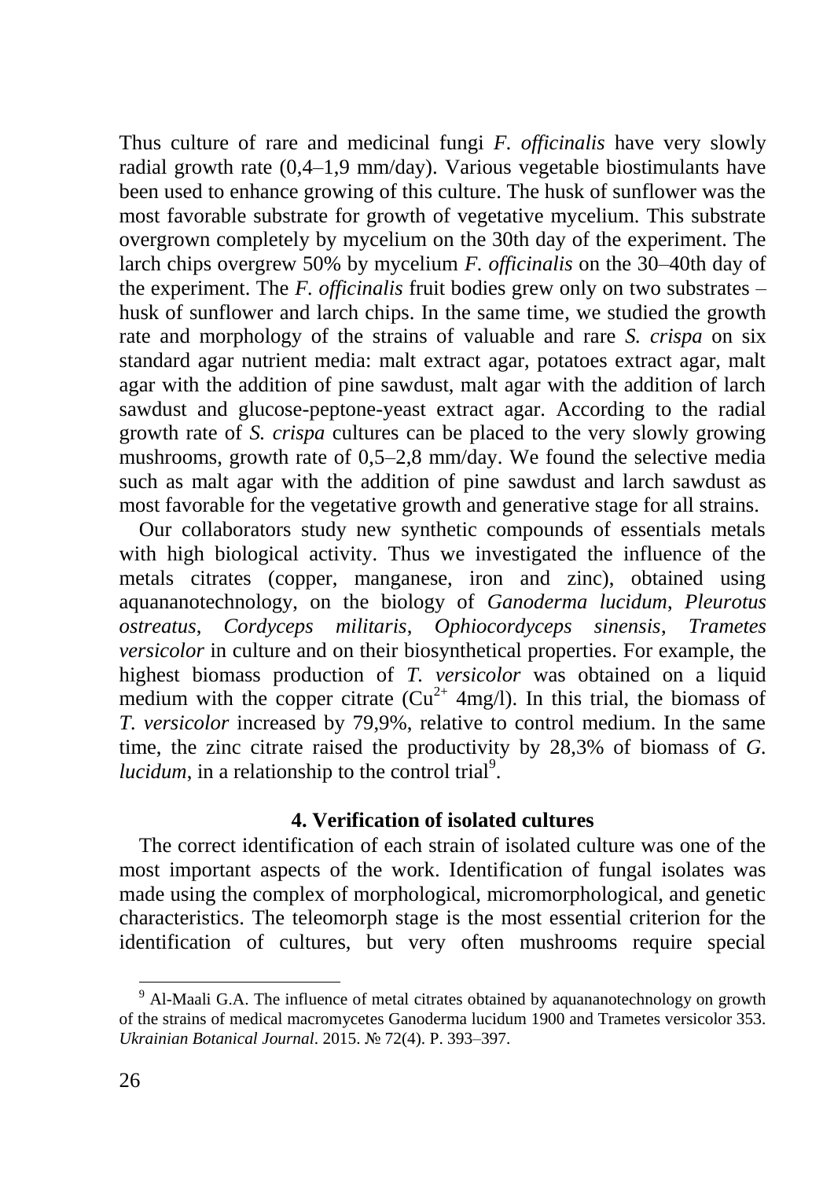Thus culture of rare and medicinal fungi *F. officinalis* have very slowly radial growth rate (0,4–1,9 mm/day). Various vegetable biostimulants have been used to enhance growing of this culture. The husk of sunflower was the most favorable substrate for growth of vegetative mycelium. This substrate overgrown completely by mycelium on the 30th day of the experiment. The larch chips overgrew 50% by mycelium *F. officinalis* on the 30–40th day of the experiment. The *F. officinalis* fruit bodies grew only on two substrates – husk of sunflower and larch chips. In the same time, we studied the growth rate and morphology of the strains of valuable and rare *S. crispa* on six standard agar nutrient media: malt extract agar, potatoes extract agar, malt agar with the addition of pine sawdust, malt agar with the addition of larch sawdust and glucose-peptone-yeast extract agar. According to the radial growth rate of *S. crispa* cultures can be placed to the very slowly growing mushrooms, growth rate of 0,5–2,8 mm/day. We found the selective media such as malt agar with the addition of pine sawdust and larch sawdust as most favorable for the vegetative growth and generative stage for all strains.

Our collaborators study new synthetic compounds of essentials metals with high biological activity. Thus we investigated the influence of the metals citrates (copper, manganese, iron and zinc), obtained using aquananotechnology, on the biology of *Ganoderma lucidum*, *Pleurotus ostreatus*, *Cordyceps militaris*, *Ophiocordyceps sinensis*, *Trametes versicolor* in culture and on their biosynthetical properties. For example, the highest biomass production of *T. versicolor* was obtained on a liquid medium with the copper citrate ($Cu^{2+}$ 4mg/l). In this trial, the biomass of *T. versicolor* increased by 79,9%, relative to control medium. In the same time, the zinc citrate raised the productivity by 28,3% of biomass of *G. lucidum*, in a relationship to the control trial[9].

## 4. Verification of isolated cultures

The correct identification of each strain of isolated culture was one of the most important aspects of the work. Identification of fungal isolates was made using the complex of morphological, micromorphological, and genetic characteristics. The teleomorph stage is the most essential criterion for the identification of cultures, but very often mushrooms require special

---

[9] Al-Maali G.A. The influence of metal citrates obtained by aquananotechnology on growth of the strains of medical macromycetes Ganoderma lucidum 1900 and Trametes versicolor 353. *Ukrainian Botanical Journal*. 2015. № 72(4). P. 393–397.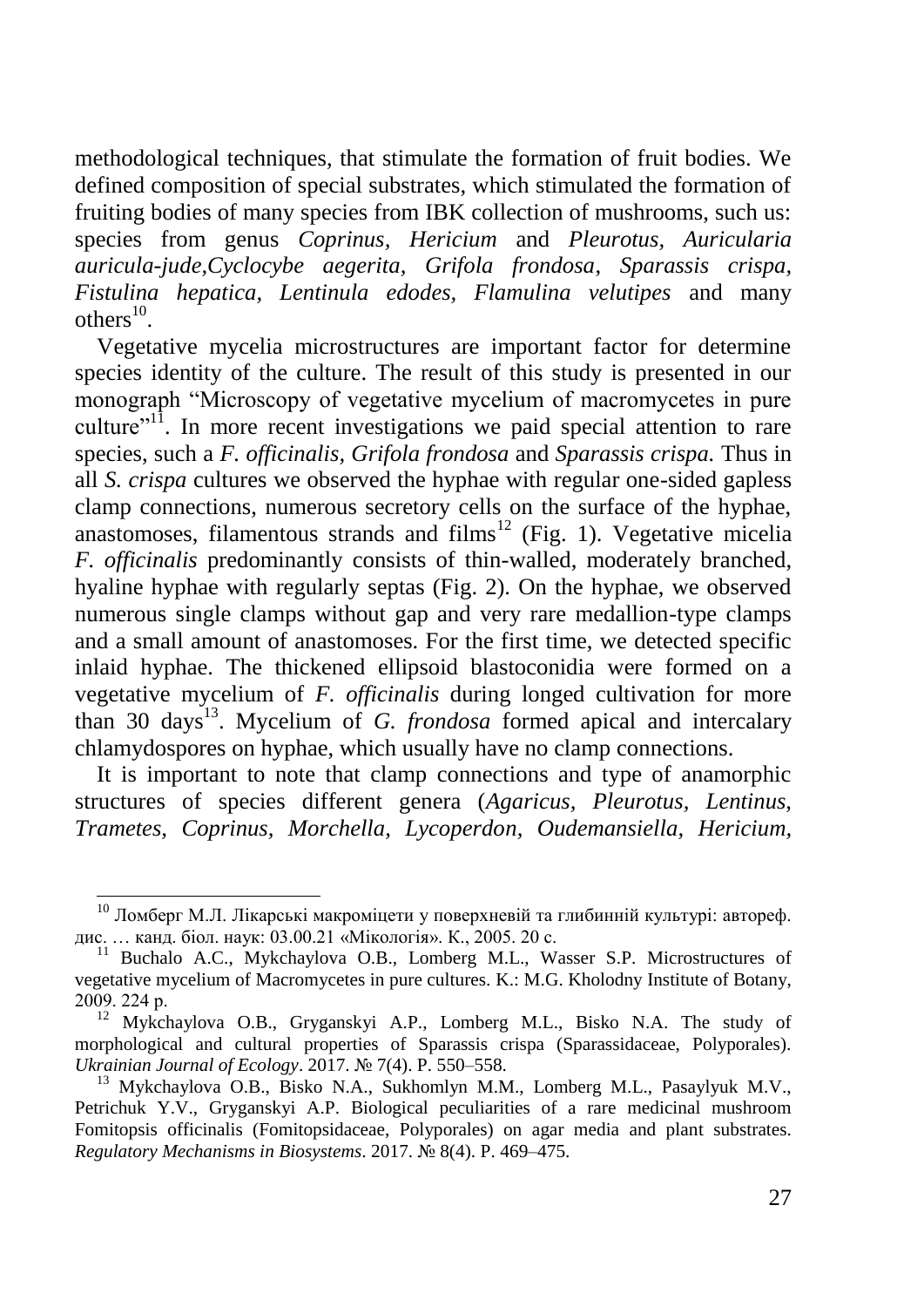methodological techniques, that stimulate the formation of fruit bodies. We defined composition of special substrates, which stimulated the formation of fruiting bodies of many species from IBK collection of mushrooms, such us: species from genus *Coprinus*, *Hericium* and *Pleurotus*, *Auricularia auricula-jude,Cyclocybe aegerita*, *Grifola frondosa*, *Sparassis crispa, Fistulina hepatica, Lentinula edodes, Flamulina velutipes* and many others[10].

Vegetative mycelia microstructures are important factor for determine species identity of the culture. The result of this study is presented in our monograph "Microscopy of vegetative mycelium of macromycetes in pure culture"[11]. In more recent investigations we paid special attention to rare species, such a *F. officinalis*, *Grifola frondosa* and *Sparassis crispa.* Thus in all *S. crispa* cultures we observed the hyphae with regular one-sided gapless clamp connections, numerous secretory cells on the surface of the hyphae, anastomoses, filamentous strands and films[12] (Fig. 1). Vegetative micelia *F. officinalis* predominantly consists of thin-walled, moderately branched, hyaline hyphae with regularly septas (Fig. 2). On the hyphae, we observed numerous single clamps without gap and very rare medallion-type clamps and a small amount of anastomoses. For the first time, we detected specific inlaid hyphae. The thickened ellipsoid blastoconidia were formed on a vegetative mycelium of *F. officinalis* during longed cultivation for more than 30 days[13]. Mycelium of *G. frondosa* formed apical and intercalary chlamydospores on hyphae, which usually have no clamp connections.

It is important to note that clamp connections and type of anamorphic structures of species different genera (*Agaricus, Pleurotus, Lentinus, Trametes, Coprinus, Morchella, Lycoperdon, Oudemansiella, Hericium,*

---

[10] Ломберг М.Л. Лікарські макроміцети у поверхневій та глибинній культурі: автореф. дис. … канд. біол. наук: 03.00.21 «Мікологія». К., 2005. 20 с.

[11] Buchalo A.C., Mykchaylova O.B., Lomberg M.L., Wasser S.P. Microstructures of vegetative mycelium of Macromycetes in pure cultures. K.: M.G. Kholodny Institute of Botany, 2009. 224 p.

[12] Mykchaylova O.B., Gryganskyi A.P., Lomberg M.L., Bisko N.A. The study of morphological and cultural properties of Sparassis crispa (Sparassidaceae, Polyporales). *Ukrainian Journal of Ecology*. 2017. № 7(4). P. 550–558.

[13] Mykchaylova O.B., Bisko N.A., Sukhomlyn M.M., Lomberg M.L., Pasaylyuk M.V., Petrichuk Y.V., Gryganskyi A.P. Biological peculiarities of a rare medicinal mushroom Fomitopsis officinalis (Fomitopsidaceae, Polyporales) on agar media and plant substrates. *Regulatory Mechanisms in Biosystems*. 2017. № 8(4). P. 469–475.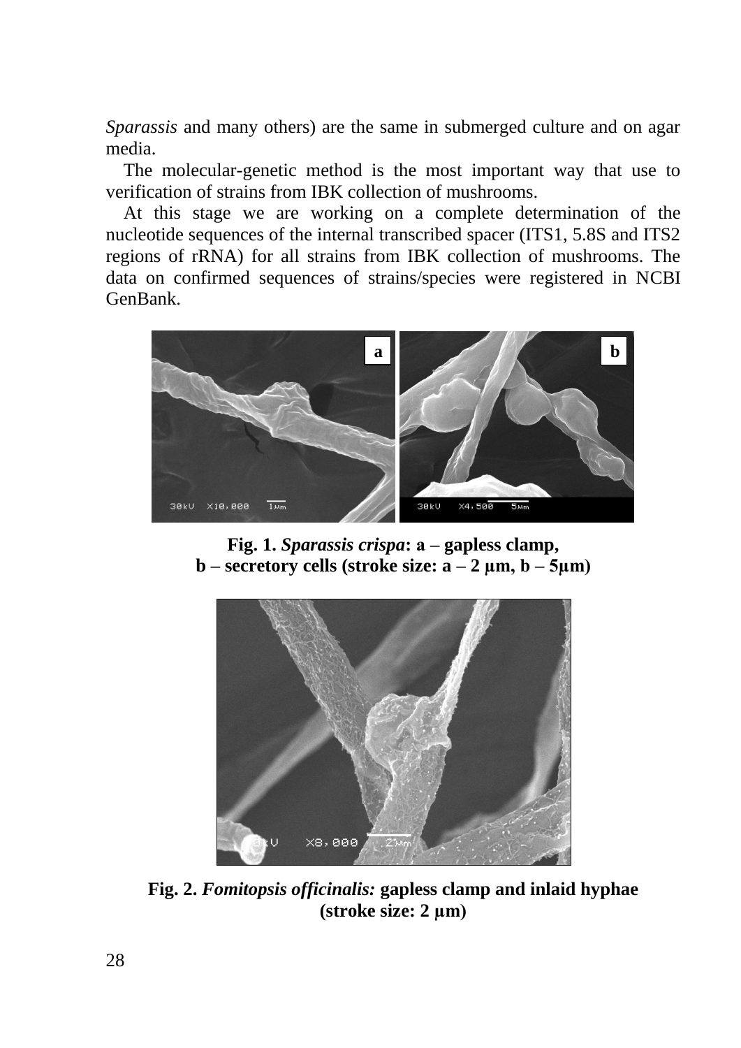*Sparassis* and many others) are the same in submerged culture and on agar media.

The molecular-genetic method is the most important way that use to verification of strains from IBK collection of mushrooms.

At this stage we are working on a complete determination of the nucleotide sequences of the internal transcribed spacer (ITS1, 5.8S and ITS2 regions of rRNA) for all strains from IBK collection of mushrooms. The data on confirmed sequences of strains/species were registered in NCBI GenBank.

**Fig. 1.** ***Sparassis crispa*****: a – gapless clamp,**
**b – secretory cells (stroke size: a – 2 µm, b – 5µm)**

**Fig. 2.** ***Fomitopsis officinalis:*** **gapless clamp and inlaid hyphae (stroke size: 2 µm)**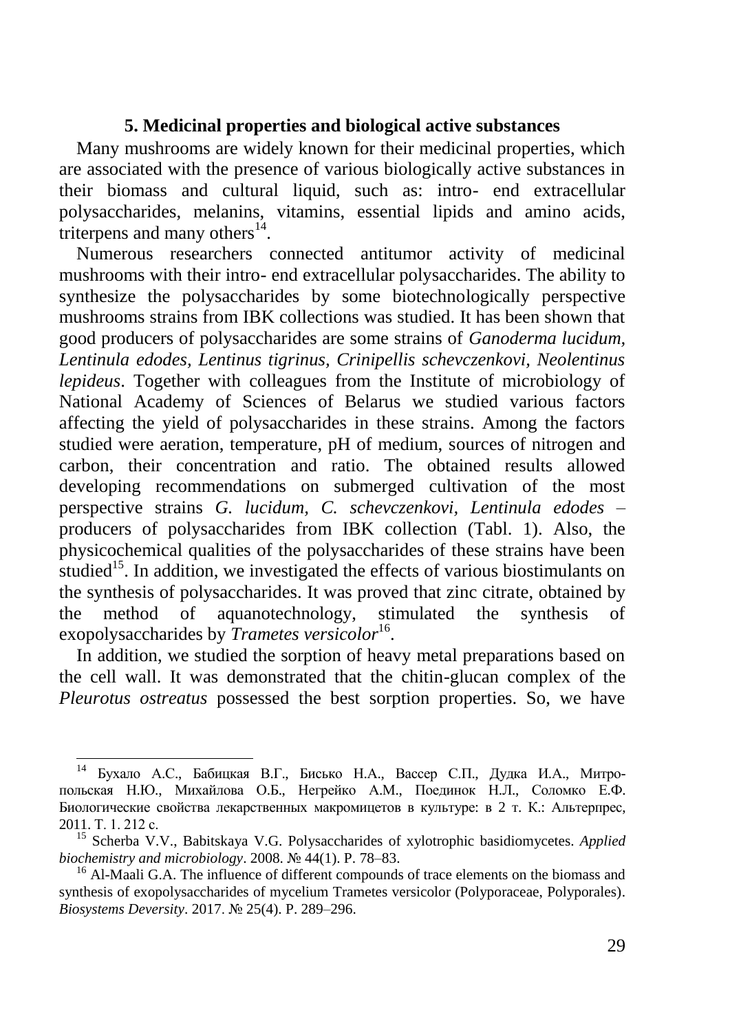## 5. Medicinal properties and biological active substances

Many mushrooms are widely known for their medicinal properties, which are associated with the presence of various biologically active substances in their biomass and cultural liquid, such as: intro- end extracellular polysaccharides, melanins, vitamins, essential lipids and amino acids, triterpens and many others[14].

Numerous researchers connected antitumor activity of medicinal mushrooms with their intro- end extracellular polysaccharides. The ability to synthesize the polysaccharides by some biotechnologically perspective mushrooms strains from IBK collections was studied. It has been shown that good producers of polysaccharides are some strains of *Ganoderma lucidum, Lentinula edodes, Lentinus tigrinus, Crinipellis schevczenkovi, Neolentinus lepideus*. Together with colleagues from the Institute of microbiology of National Academy of Sciences of Belarus we studied various factors affecting the yield of polysaccharides in these strains. Among the factors studied were aeration, temperature, pH of medium, sources of nitrogen and carbon, their concentration and ratio. The obtained results allowed developing recommendations on submerged cultivation of the most perspective strains *G. lucidum, C. schevczenkovi, Lentinula edodes* – producers of polysaccharides from IBK collection (Tabl. 1). Also, the physicochemical qualities of the polysaccharides of these strains have been studied[15]. In addition, we investigated the effects of various biostimulants on the synthesis of polysaccharides. It was proved that zinc citrate, obtained by the method of aquanotechnology, stimulated the synthesis of exopolysaccharides by *Trametes versicolor*[16].

In addition, we studied the sorption of heavy metal preparations based on the cell wall. It was demonstrated that the chitin-glucan complex of the *Pleurotus ostreatus* possessed the best sorption properties. So, we have

---

[14] Бухало А.С., Бабицкая В.Г., Бисько Н.А., Вассер С.П., Дудка И.А., Митропольская Н.Ю., Михайлова О.Б., Негрейко А.М., Поединок Н.Л., Соломко Е.Ф. Биологические свойства лекарственных макромицетов в культуре: в 2 т. К.: Альтерпрес, 2011. Т. 1. 212 с.

[15] Scherba V.V., Babitskaya V.G. Polysaccharides of xylotrophic basidiomycetes. *Applied biochemistry and microbiology*. 2008. № 44(1). P. 78–83.

[16] Al-Maali G.A. The influence of different compounds of trace elements on the biomass and synthesis of exopolysaccharides of mycelium Trametes versicolor (Polyporaceae, Polyporales). *Biosystems Deversity*. 2017. № 25(4). P. 289–296.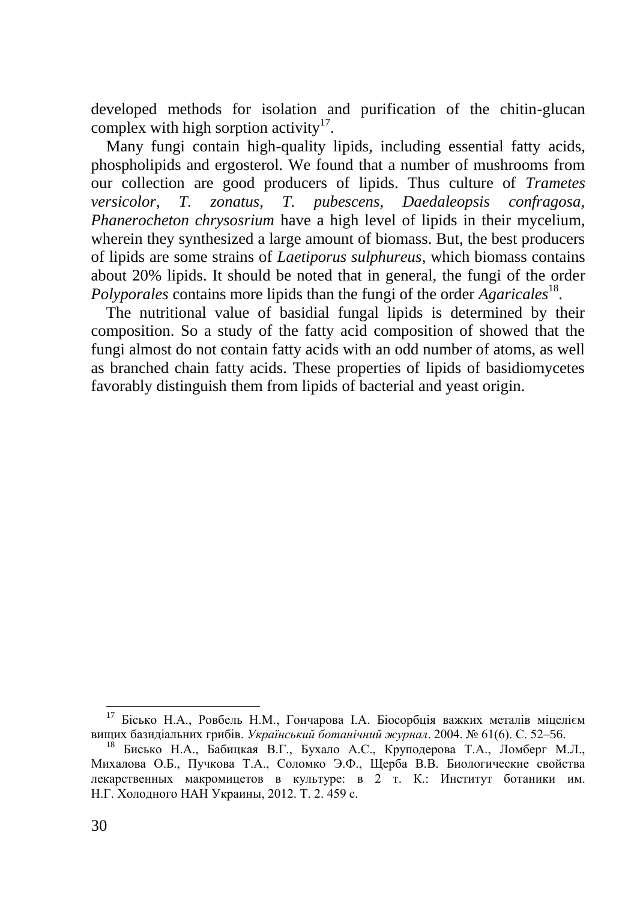developed methods for isolation and purification of the chitin-glucan complex with high sorption activity[17].

Many fungi contain high-quality lipids, including essential fatty acids, phospholipids and ergosterol. We found that a number of mushrooms from our collection are good producers of lipids. Thus culture of *Trametes versicolor, T. zonatus, T. pubescens, Daedaleopsis confragosa, Phanerocheton chrysosrium* have a high level of lipids in their mycelium, wherein they synthesized a large amount of biomass. But, the best producers of lipids are some strains of *Laetiporus sulphureus*, which biomass contains about 20% lipids. It should be noted that in general, the fungi of the order *Polyporales* contains more lipids than the fungi of the order *Agaricales*[18].

The nutritional value of basidial fungal lipids is determined by their composition. So a study of the fatty acid composition of showed that the fungi almost do not contain fatty acids with an odd number of atoms, as well as branched chain fatty acids. These properties of lipids of basidiomycetes favorably distinguish them from lipids of bacterial and yeast origin.

---

[17] Бісько Н.А., Ровбель Н.М., Гончарова І.А. Біосорбція важких металів міцелієм вищих базидіальних грибів. *Український ботанічний журнал*. 2004. № 61(6). С. 52–56.

[18] Бисько Н.А., Бабицкая В.Г., Бухало А.С., Круподерова Т.А., Ломберг М.Л., Михалова О.Б., Пучкова Т.А., Соломко Э.Ф., Щерба В.В. Биологические свойства лекарственных макромицетов в культуре: в 2 т. К.: Институт ботаники им. Н.Г. Холодного НАН Украины, 2012. Т. 2. 459 с.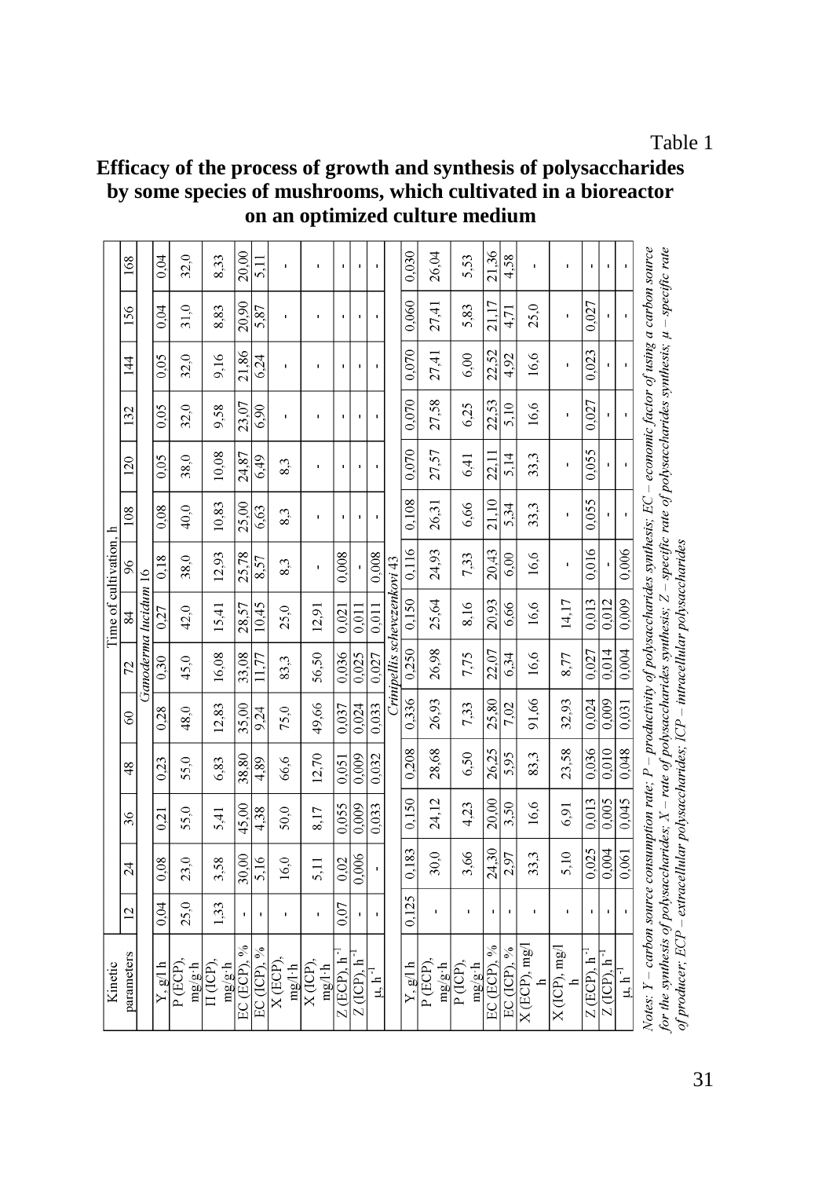Table 1

**Efficacy of the process of growth and synthesis of polysaccharides by some species of mushrooms, which cultivated in a bioreactor on an optimized culture medium**

| Kinetic parameters | Time of cultivation, h | | | | | | | | | | | | | |
|---|---|---|---|---|---|---|---|---|---|---|---|---|---|---|
| | 12 | 24 | 36 | 48 | 60 | 72 | 84 | 96 | 108 | 120 | 132 | 144 | 156 | 168 |
| *Ganoderma lucidum* 16 | | | | | | | | | | | | | | |
| Y, g/l h | 0,04 | 0,08 | 0,21 | 0,23 | 0,28 | 0,30 | 0,27 | 0,18 | 0,08 | 0,05 | 0,05 | 0,05 | 0,04 | 0,04 |
| P (ECP), mg/g·h | 25,0 | 23,0 | 55,0 | 55,0 | 48,0 | 45,0 | 42,0 | 38,0 | 40,0 | 38,0 | 32,0 | 32,0 | 31,0 | 32,0 |
| П (ICP), mg/g·h | 1,33 | 3,58 | 5,41 | 6,83 | 12,83 | 16,08 | 15,41 | 12,93 | 10,83 | 10,08 | 9,58 | 9,16 | 8,83 | 8,33 |
| EC (ECP), % | - | 30,00 | 45,00 | 38,80 | 35,00 | 33,08 | 28,57 | 25,78 | 25,00 | 24,87 | 23,07 | 21,86 | 20,90 | 20,00 |
| EC (ICP), % | - | 5,16 | 4,38 | 4,89 | 9,24 | 11,77 | 10,45 | 8,57 | 6,63 | 6,49 | 6,90 | 6,24 | 5,87 | 5,11 |
| X (ECP), mg/l·h | - | 16,0 | 50,0 | 66,6 | 75,0 | 83,3 | 25,0 | 8,3 | 8,3 | 8,3 | - | - | - | - |
| X (ICP), mg/l·h | - | 5,11 | 8,17 | 12,70 | 49,66 | 56,50 | 12,91 | - | - | - | - | - | - | - |
| Z (ECP), $h^{-1}$ | 0,07 | 0,02 | 0,055 | 0,051 | 0,037 | 0,036 | 0,021 | 0,008 | - | - | - | - | - | - |
| Z (ICP), $h^{-1}$ | - | 0,006 | 0,009 | 0,009 | 0,024 | 0,025 | 0,011 | - | - | - | - | - | - | - |
| μ, $h^{-1}$ | - | - | 0,033 | 0,032 | 0,033 | 0,027 | 0,011 | 0,008 | - | - | - | - | - | - |
| *Crinipellis schevczenkovi* 43 | | | | | | | | | | | | | | |
| Y, g/l h | 0,125 | 0,183 | 0,150 | 0,208 | 0,336 | 0,250 | 0,150 | 0,116 | 0,108 | 0,070 | 0,070 | 0,070 | 0,060 | 0,030 |
| P (ECP), mg/g·h | - | 30,0 | 24,12 | 28,68 | 26,93 | 26,98 | 25,64 | 24,93 | 26,31 | 27,57 | 27,58 | 27,41 | 27,41 | 26,04 |
| P (ICP), mg/g·h | - | 3,66 | 4,23 | 6,50 | 7,33 | 7,75 | 8,16 | 7,33 | 6,66 | 6,41 | 6,25 | 6,00 | 5,83 | 5,53 |
| EC (ECP), % | - | 24,30 | 20,00 | 26,25 | 25,80 | 22,07 | 20,93 | 20,43 | 21,10 | 22,11 | 22,53 | 22,52 | 21,17 | 21,36 |
| EC (ICP), % | - | 2,97 | 3,50 | 5,95 | 7,02 | 6,34 | 6,66 | 6,00 | 5,34 | 5,14 | 5,10 | 4,92 | 4,71 | 4,58 |
| X (ECP), mg/l h | - | 33,3 | 16,6 | 83,3 | 91,66 | 16,6 | 16,6 | 16,6 | 33,3 | 33,3 | 16,6 | 16,6 | 25,0 | - |
| X (ICP), mg/l h | - | 5,10 | 6,91 | 23,58 | 32,93 | 8,77 | 14,17 | - | - | - | - | - | - | - |
| Z (ECP), $h^{-1}$ | - | 0,025 | 0,013 | 0,036 | 0,024 | 0,027 | 0,013 | 0,016 | 0,055 | 0,055 | 0,027 | 0,023 | 0,027 | - |
| Z (ICP), $h^{-1}$ | - | 0,004 | 0,005 | 0,010 | 0,009 | 0,014 | 0,012 | - | - | - | - | - | - | - |
| μ, $h^{-1}$ | - | 0,061 | 0,045 | 0,048 | 0,031 | 0,004 | 0,009 | 0,006 | - | - | - | - | - | - |

*Notes: Y – carbon source consumption rate; P – productivity of polysaccharides synthesis; EC – economic factor of using a carbon source for the synthesis of polysaccharides; X – rate of polysaccharides synthesis; Z – specific rate of polysaccharides synthesis; μ – specific rate of producer; ECP – extracellular polysaccharides; ICP – intracellular polysaccharides*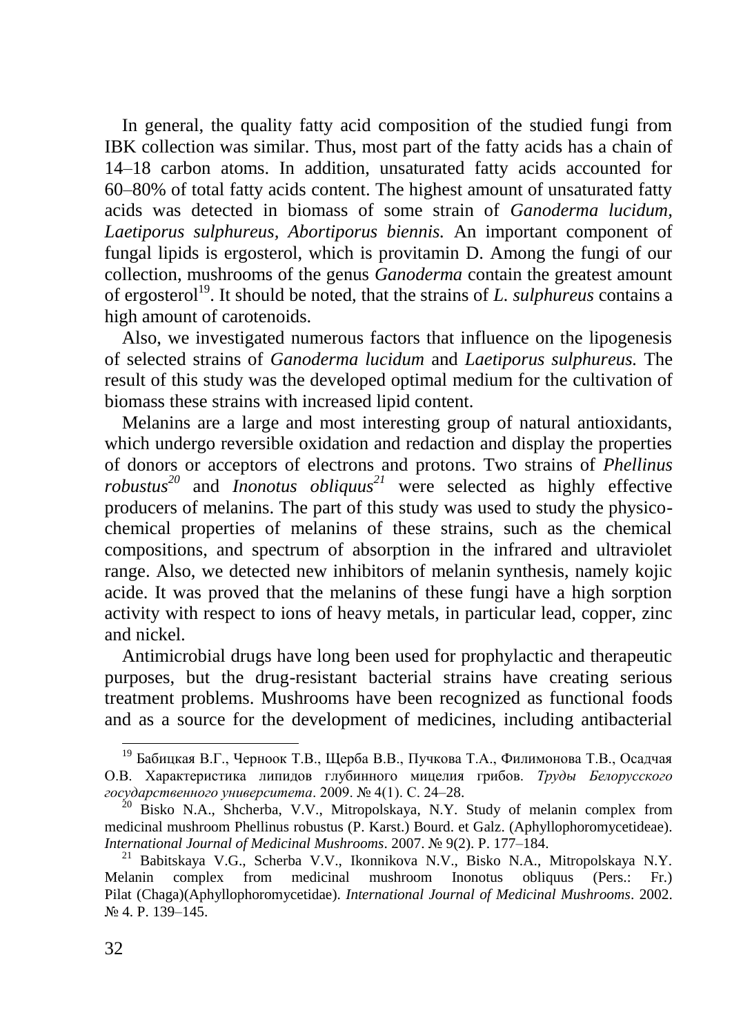In general, the quality fatty acid composition of the studied fungi from IBK collection was similar. Thus, most part of the fatty acids has a chain of 14–18 carbon atoms. In addition, unsaturated fatty acids accounted for 60–80% of total fatty acids content. The highest amount of unsaturated fatty acids was detected in biomass of some strain of *Ganoderma lucidum*, *Laetiporus sulphureus*, *Abortiporus biennis.* An important component of fungal lipids is ergosterol, which is provitamin D. Among the fungi of our collection, mushrooms of the genus *Ganoderma* contain the greatest amount of ergosterol[19]. It should be noted, that the strains of *L. sulphureus* contains a high amount of carotenoids.

Also, we investigated numerous factors that influence on the lipogenesis of selected strains of *Ganoderma lucidum* and *Laetiporus sulphureus.* The result of this study was the developed optimal medium for the cultivation of biomass these strains with increased lipid content.

Melanins are a large and most interesting group of natural antioxidants, which undergo reversible oxidation and redaction and display the properties of donors or acceptors of electrons and protons. Two strains of *Phellinus robustus*[20] and *Inonotus obliquus*[21] were selected as highly effective producers of melanins. The part of this study was used to study the physico-chemical properties of melanins of these strains, such as the chemical compositions, and spectrum of absorption in the infrared and ultraviolet range. Also, we detected new inhibitors of melanin synthesis, namely kojic acide. It was proved that the melanins of these fungi have a high sorption activity with respect to ions of heavy metals, in particular lead, copper, zinc and nickel.

Antimicrobial drugs have long been used for prophylactic and therapeutic purposes, but the drug-resistant bacterial strains have creating serious treatment problems. Mushrooms have been recognized as functional foods and as a source for the development of medicines, including antibacterial

---

[19] Бабицкая В.Г., Черноок Т.В., Щерба В.В., Пучкова Т.А., Филимонова Т.В., Осадчая О.В. Характеристика липидов глубинного мицелия грибов. *Труды Белорусского государственного университета*. 2009. № 4(1). С. 24–28.

[20] Bisko N.A., Shcherba, V.V., Mitropolskaya, N.Y. Study of melanin complex from medicinal mushroom Phellinus robustus (P. Karst.) Bourd. et Galz. (Aphyllophoromycetideae). *International Journal of Medicinal Mushrooms*. 2007. № 9(2). P. 177–184.

[21] Babitskaya V.G., Scherba V.V., Ikonnikova N.V., Bisko N.A., Mitropolskaya N.Y. Melanin complex from medicinal mushroom Inonotus obliquus (Pers.: Fr.) Pilat (Chaga)(Aphyllophoromycetidae). *International Journal of Medicinal Mushrooms*. 2002. № 4. P. 139–145.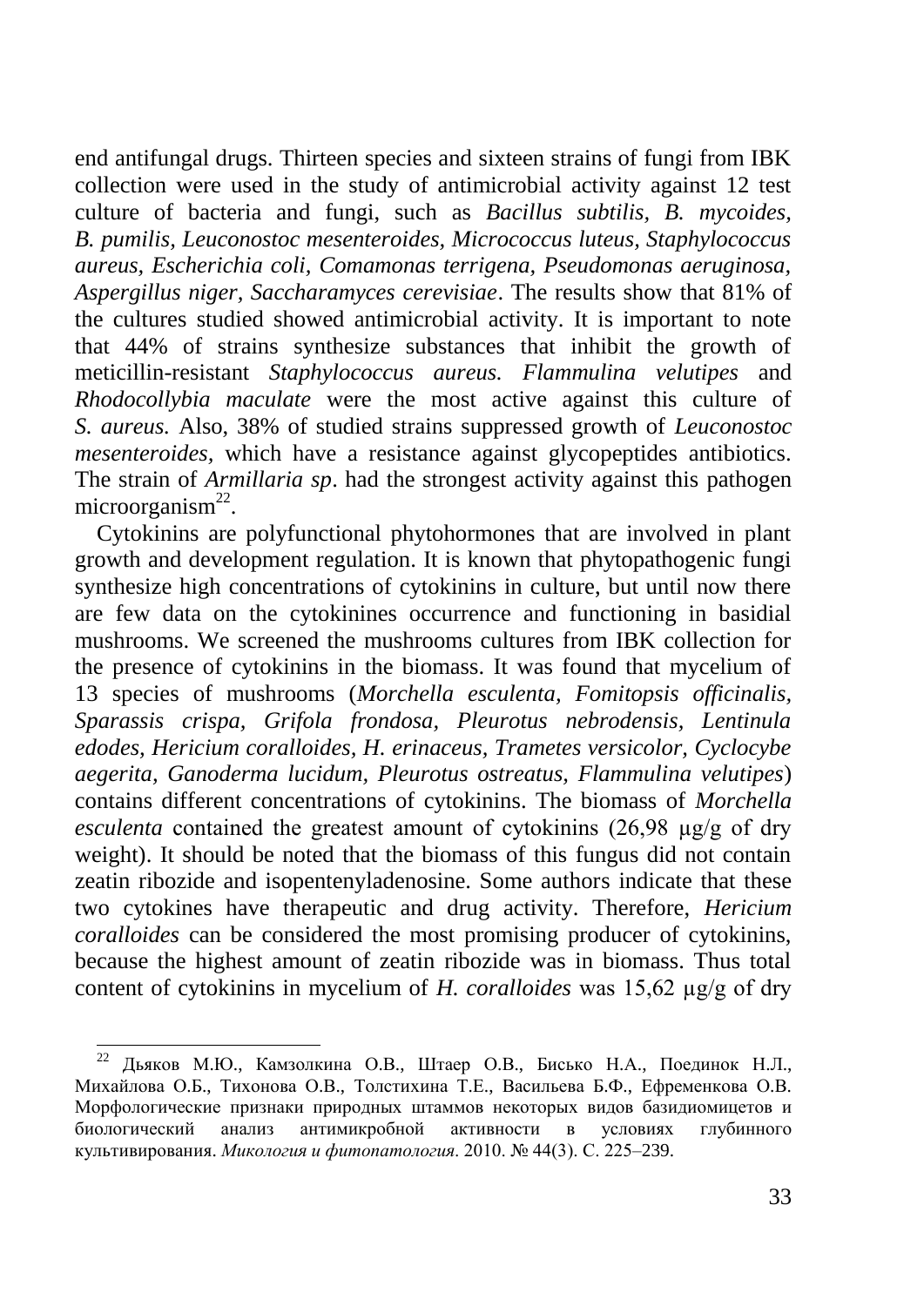end antifungal drugs. Thirteen species and sixteen strains of fungi from IBK collection were used in the study of antimicrobial activity against 12 test culture of bacteria and fungi, such as *Bacillus subtilis, B. mycoides, B. pumilis, Leuconostoc mesenteroides, Micrococcus luteus, Staphylococcus aureus, Escherichia coli, Comamonas terrigena, Pseudomonas aeruginosa, Aspergillus niger, Saccharamyces cerevisiae*. The results show that 81% of the cultures studied showed antimicrobial activity. It is important to note that 44% of strains synthesize substances that inhibit the growth of meticillin-resistant *Staphylococcus aureus. Flammulina velutipes* and *Rhodocollybia maculate* were the most active against this culture of *S. aureus.* Also, 38% of studied strains suppressed growth of *Leuconostoc mesenteroides*, which have a resistance against glycopeptides antibiotics. The strain of *Armillaria sp*. had the strongest activity against this pathogen microorganism[22].

Cytokinins are polyfunctional phytohormones that are involved in plant growth and development regulation. It is known that phytopathogenic fungi synthesize high concentrations of cytokinins in culture, but until now there are few data on the cytokinines occurrence and functioning in basidial mushrooms. We screened the mushrooms cultures from IBK collection for the presence of cytokinins in the biomass. It was found that mycelium of 13 species of mushrooms (*Morchella esculenta, Fomitopsis officinalis, Sparassis crispa, Grifola frondosa, Pleurotus nebrodensis, Lentinula edodes, Hericium coralloides, H. erinaceus, Trametes versicolor, Cyclocybe aegerita, Ganoderma lucidum, Pleurotus ostreatus, Flammulina velutipes*) contains different concentrations of cytokinins. The biomass of *Morchella esculenta* contained the greatest amount of cytokinins (26,98 µg/g of dry weight). It should be noted that the biomass of this fungus did not contain zeatin ribozide and isopentenyladenosine. Some authors indicate that these two cytokines have therapeutic and drug activity. Therefore, *Hericium coralloides* can be considered the most promising producer of cytokinins, because the highest amount of zeatin ribozide was in biomass. Thus total content of cytokinins in mycelium of *H. coralloides* was 15,62 µg/g of dry

---

[22] Дьяков М.Ю., Камзолкина О.В., Штаер О.В., Бисько Н.А., Поединок Н.Л., Михайлова О.Б., Тихонова О.В., Толстихина Т.Е., Васильева Б.Ф., Ефременкова О.В. Морфологические признаки природных штаммов некоторых видов базидиомицетов и биологический анализ антимикробной активности в условиях глубинного культивирования. *Микология и фитопатология*. 2010. № 44(3). С. 225–239.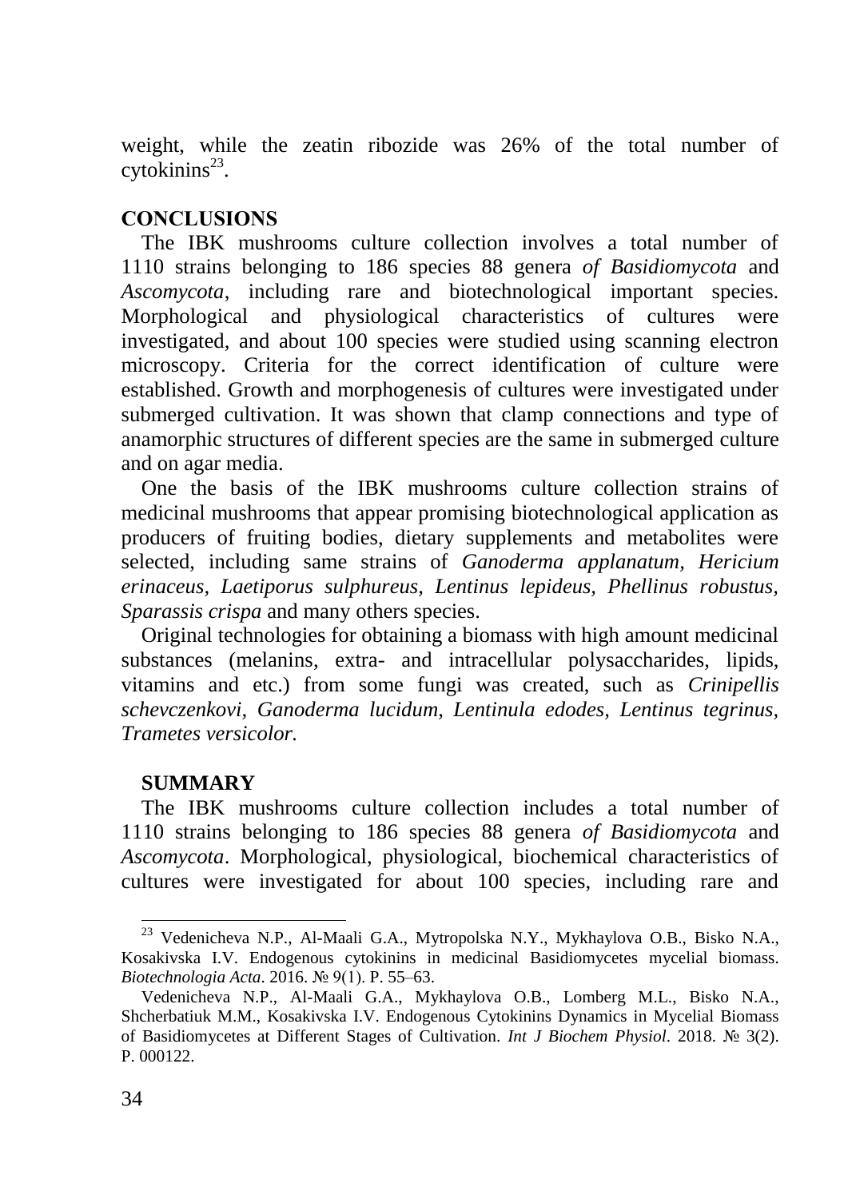weight, while the zeatin ribozide was 26% of the total number of cytokinins[23].

## CONCLUSIONS

The IBK mushrooms culture collection involves a total number of 1110 strains belonging to 186 species 88 genera *of Basidiomycota* and *Ascomycota*, including rare and biotechnological important species. Morphological and physiological characteristics of cultures were investigated, and about 100 species were studied using scanning electron microscopy. Criteria for the correct identification of culture were established. Growth and morphogenesis of cultures were investigated under submerged cultivation. It was shown that clamp connections and type of anamorphic structures of different species are the same in submerged culture and on agar media.

One the basis of the IBK mushrooms culture collection strains of medicinal mushrooms that appear promising biotechnological application as producers of fruiting bodies, dietary supplements and metabolites were selected, including same strains of *Ganoderma applanatum, Hericium erinaceus, Laetiporus sulphureus, Lentinus lepideus, Phellinus robustus, Sparassis crispa* and many others species.

Original technologies for obtaining a biomass with high amount medicinal substances (melanins, extra- and intracellular polysaccharides, lipids, vitamins and etc.) from some fungi was created, such as *Crinipellis schevczenkovi, Ganoderma lucidum, Lentinula edodes, Lentinus tegrinus, Trametes versicolor.*

## SUMMARY

The IBK mushrooms culture collection includes a total number of 1110 strains belonging to 186 species 88 genera *of Basidiomycota* and *Ascomycota*. Morphological, physiological, biochemical characteristics of cultures were investigated for about 100 species, including rare and

---

[23] Vedenicheva N.P., Al-Maali G.A., Mytropolska N.Y., Mykhaylova O.B., Bisko N.A., Kosakivska I.V. Endogenous cytokinins in medicinal Basidiomycetes mycelial biomass. *Biotechnologia Acta*. 2016. № 9(1). P. 55–63.

Vedenicheva N.P., Al-Maali G.A., Mykhaylova O.B., Lomberg M.L., Bisko N.A., Shcherbatiuk M.M., Kosakivska I.V. Endogenous Cytokinins Dynamics in Mycelial Biomass of Basidiomycetes at Different Stages of Cultivation. *Int J Biochem Physiol*. 2018. № 3(2). P. 000122.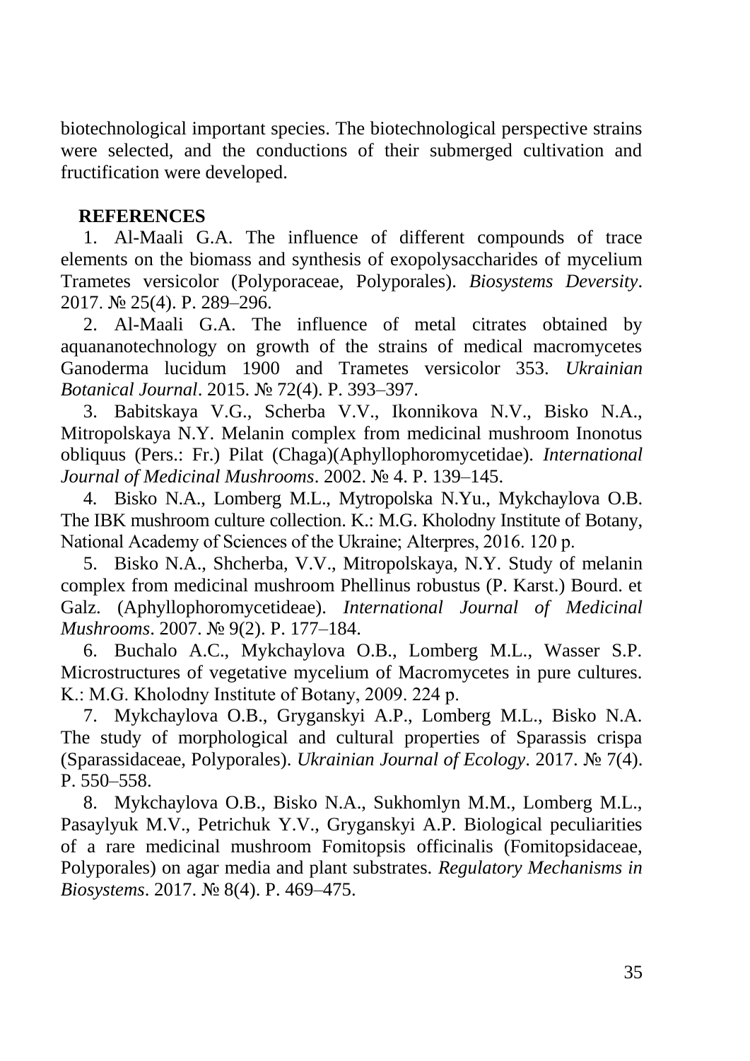biotechnological important species. The biotechnological perspective strains were selected, and the conductions of their submerged cultivation and fructification were developed.

## REFERENCES

1. Al-Maali G.A. The influence of different compounds of trace elements on the biomass and synthesis of exopolysaccharides of mycelium Trametes versicolor (Polyporaceae, Polyporales). *Biosystems Deversity*. 2017. № 25(4). P. 289–296.
2. Al-Maali G.A. The influence of metal citrates obtained by aquananotechnology on growth of the strains of medical macromycetes Ganoderma lucidum 1900 and Trametes versicolor 353. *Ukrainian Botanical Journal*. 2015. № 72(4). P. 393–397.
3. Babitskaya V.G., Scherba V.V., Ikonnikova N.V., Bisko N.A., Mitropolskaya N.Y. Melanin complex from medicinal mushroom Inonotus obliquus (Pers.: Fr.) Pilat (Chaga)(Aphyllophoromycetidae). *International Journal of Medicinal Mushrooms*. 2002. № 4. P. 139–145.
4. Bisko N.A., Lomberg M.L., Mytropolska N.Yu., Mykchaylova O.B. The IBK mushroom culture collection. K.: M.G. Kholodny Institute of Botany, National Academy of Sciences of the Ukraine; Alterpres, 2016. 120 p.
5. Bisko N.A., Shcherba, V.V., Mitropolskaya, N.Y. Study of melanin complex from medicinal mushroom Phellinus robustus (P. Karst.) Bourd. et Galz. (Aphyllophoromycetideae). *International Journal of Medicinal Mushrooms*. 2007. № 9(2). P. 177–184.
6. Buchalo A.C., Mykchaylova O.B., Lomberg M.L., Wasser S.P. Microstructures of vegetative mycelium of Macromycetes in pure cultures. K.: M.G. Kholodny Institute of Botany, 2009. 224 p.
7. Mykchaylova O.B., Gryganskyi A.P., Lomberg M.L., Bisko N.A. The study of morphological and cultural properties of Sparassis crispa (Sparassidaceae, Polyporales). *Ukrainian Journal of Ecology*. 2017. № 7(4). P. 550–558.
8. Mykchaylova O.B., Bisko N.A., Sukhomlyn M.M., Lomberg M.L., Pasaylyuk M.V., Petrichuk Y.V., Gryganskyi A.P. Biological peculiarities of a rare medicinal mushroom Fomitopsis officinalis (Fomitopsidaceae, Polyporales) on agar media and plant substrates. *Regulatory Mechanisms in Biosystems*. 2017. № 8(4). P. 469–475.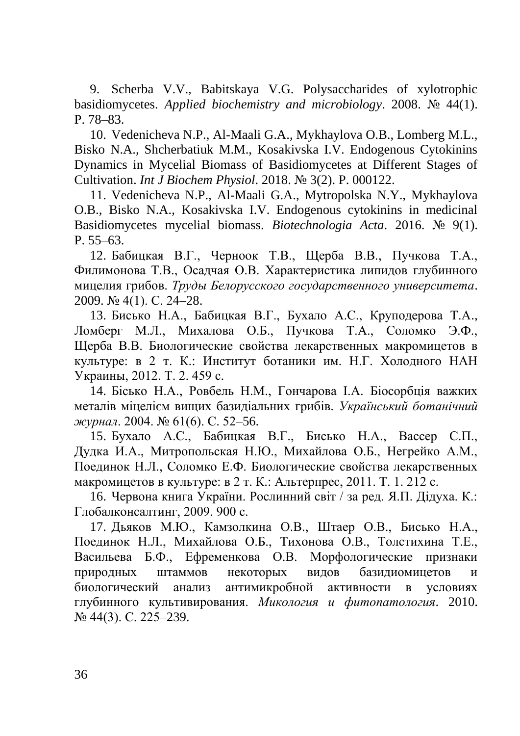9. Scherba V.V., Babitskaya V.G. Polysaccharides of xylotrophic basidiomycetes. *Applied biochemistry and microbiology*. 2008. № 44(1). P. 78–83.

10. Vedenicheva N.P., Al-Maali G.A., Mykhaylova O.B., Lomberg M.L., Bisko N.A., Shcherbatiuk M.M., Kosakivska I.V. Endogenous Cytokinins Dynamics in Mycelial Biomass of Basidiomycetes at Different Stages of Cultivation. *Int J Biochem Physiol*. 2018. № 3(2). P. 000122.

11. Vedenicheva N.P., Al-Maali G.A., Mytropolska N.Y., Mykhaylova O.B., Bisko N.A., Kosakivska I.V. Endogenous cytokinins in medicinal Basidiomycetes mycelial biomass. *Biotechnologia Acta*. 2016. № 9(1). P. 55–63.

12. Бабицкая В.Г., Черноок Т.В., Щерба В.В., Пучкова Т.А., Филимонова Т.В., Осадчая О.В. Характеристика липидов глубинного мицелия грибов. *Труды Белорусского государственного университета*. 2009. № 4(1). С. 24–28.

13. Бисько Н.А., Бабицкая В.Г., Бухало А.С., Круподерова Т.А., Ломберг М.Л., Михалова О.Б., Пучкова Т.А., Соломко Э.Ф., Щерба В.В. Биологические свойства лекарственных макромицетов в культуре: в 2 т. К.: Институт ботаники им. Н.Г. Холодного НАН Украины, 2012. Т. 2. 459 с.

14. Бісько Н.А., Ровбель Н.М., Гончарова І.А. Біосорбція важких металів міцелієм вищих базидіальних грибів. *Український ботанічний журнал*. 2004. № 61(6). С. 52–56.

15. Бухало А.С., Бабицкая В.Г., Бисько Н.А., Вассер С.П., Дудка И.А., Митропольская Н.Ю., Михайлова О.Б., Негрейко А.М., Поединок Н.Л., Соломко Е.Ф. Биологические свойства лекарственных макромицетов в культуре: в 2 т. К.: Альтерпрес, 2011. Т. 1. 212 с.

16. Червона книга України. Рослинний світ / за ред. Я.П. Дідуха. К.: Глобалконсалтинг, 2009. 900 с.

17. Дьяков М.Ю., Камзолкина О.В., Штаер О.В., Бисько Н.А., Поединок Н.Л., Михайлова О.Б., Тихонова О.В., Толстихина Т.Е., Васильева Б.Ф., Ефременкова О.В. Морфологические признаки природных штаммов некоторых видов базидиомицетов и биологический анализ антимикробной активности в условиях глубинного культивирования. *Микология и фитопатология*. 2010. № 44(3). С. 225–239.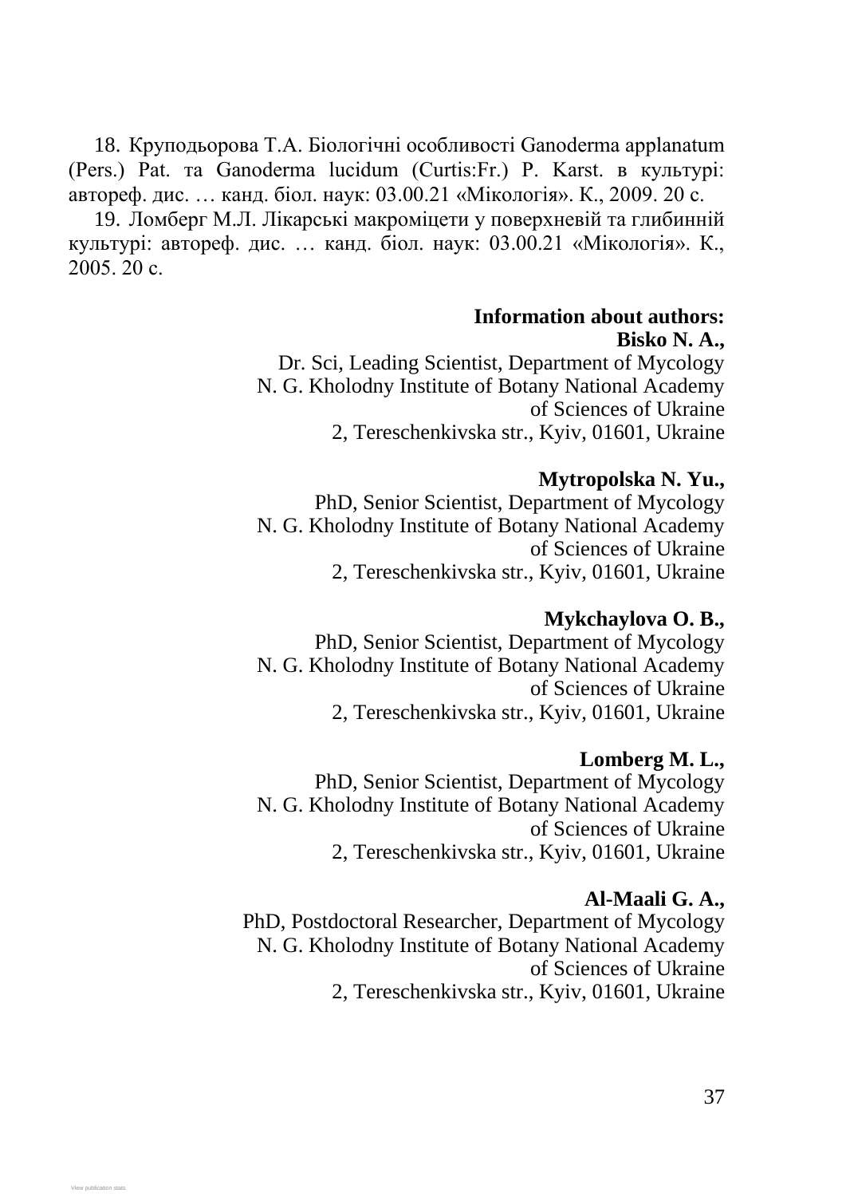18. Круподьорова Т.А. Біологічні особливості Ganoderma applanatum (Pers.) Pat. та Ganoderma lucidum (Curtis:Fr.) P. Karst. в культурі: автореф. дис. … канд. біол. наук: 03.00.21 «Мікологія». К., 2009. 20 с.

19. Ломберг М.Л. Лікарські макроміцети у поверхневій та глибинній культурі: автореф. дис. … канд. біол. наук: 03.00.21 «Мікологія». К., 2005. 20 с.

**Information about authors:**

**Bisko N. A.,**
Dr. Sci, Leading Scientist, Department of Mycology
N. G. Kholodny Institute of Botany National Academy of Sciences of Ukraine
2, Tereschenkivska str., Kyiv, 01601, Ukraine

**Mytropolska N. Yu.,**
PhD, Senior Scientist, Department of Mycology
N. G. Kholodny Institute of Botany National Academy of Sciences of Ukraine
2, Tereschenkivska str., Kyiv, 01601, Ukraine

**Mykchaylova O. B.,**
PhD, Senior Scientist, Department of Mycology
N. G. Kholodny Institute of Botany National Academy of Sciences of Ukraine
2, Tereschenkivska str., Kyiv, 01601, Ukraine

**Lomberg M. L.,**
PhD, Senior Scientist, Department of Mycology
N. G. Kholodny Institute of Botany National Academy of Sciences of Ukraine
2, Tereschenkivska str., Kyiv, 01601, Ukraine

**Al-Maali G. A.,**
PhD, Postdoctoral Researcher, Department of Mycology
N. G. Kholodny Institute of Botany National Academy of Sciences of Ukraine
2, Tereschenkivska str., Kyiv, 01601, Ukraine